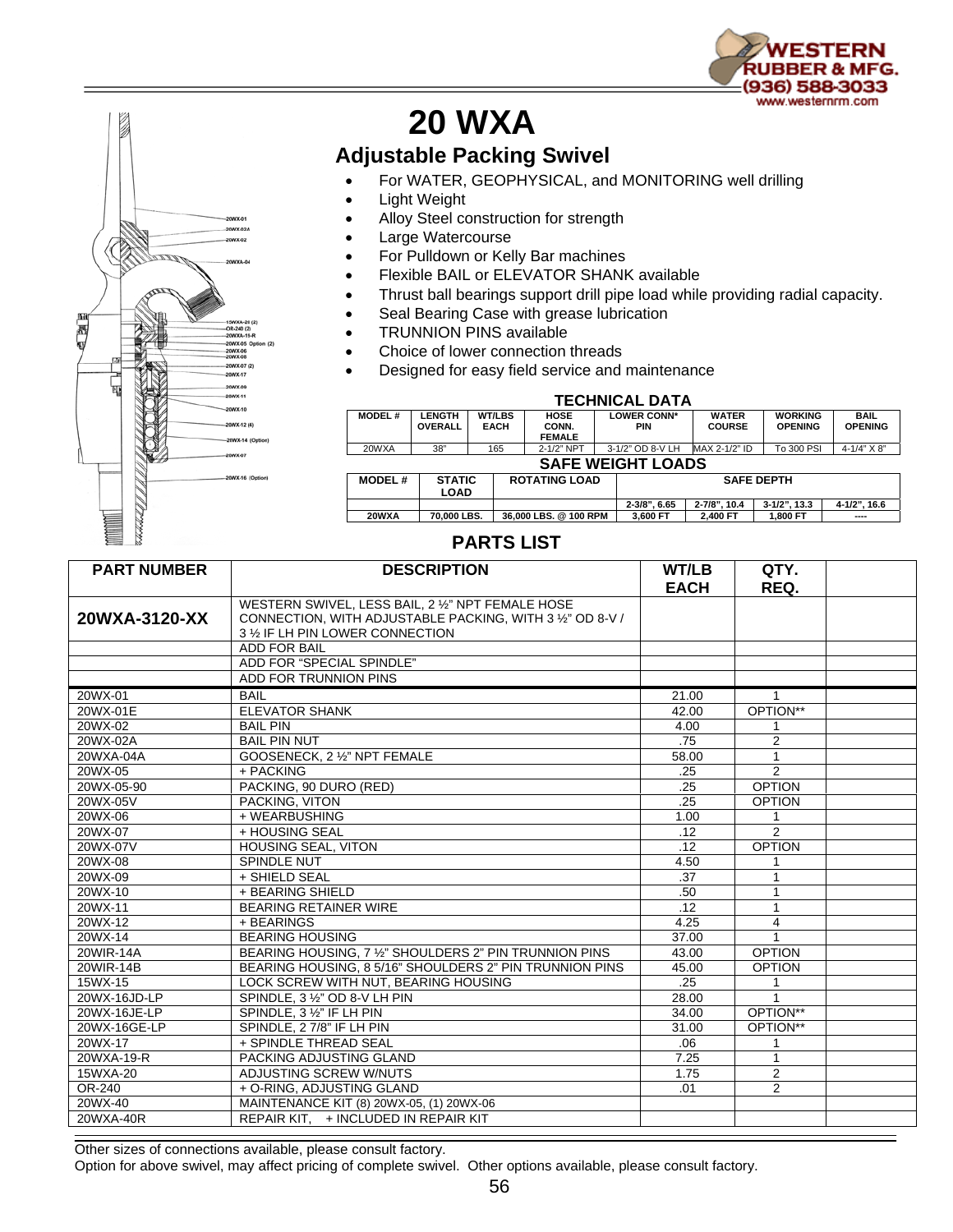WESTERN RUBBER & MFG.
(936) 588-3033
www.westernrm.com

# 20 WXA

## Adjustable Packing Swivel

- For WATER, GEOPHYSICAL, and MONITORING well drilling
- Light Weight
- Alloy Steel construction for strength
- Large Watercourse
- For Pulldown or Kelly Bar machines
- Flexible BAIL or ELEVATOR SHANK available
- Thrust ball bearings support drill pipe load while providing radial capacity.
- Seal Bearing Case with grease lubrication
- TRUNNION PINS available
- Choice of lower connection threads
- Designed for easy field service and maintenance

### TECHNICAL DATA

| MODEL # | LENGTH OVERALL | WT/LBS EACH | HOSE CONN. FEMALE | LOWER CONN* PIN | WATER COURSE | WORKING OPENING | BAIL OPENING |
|---|---|---|---|---|---|---|---|
| 20WXA | 38" | 165 | 2-1/2" NPT | 3-1/2" OD 8-V LH | MAX 2-1/2" ID | To 300 PSI | 4-1/4" X 8" |

### SAFE WEIGHT LOADS

| MODEL # | STATIC LOAD | ROTATING LOAD | SAFE DEPTH | | | |
|---|---|---|---|---|---|---|
| | | | 2-3/8", 6.65 | 2-7/8", 10.4 | 3-1/2", 13.3 | 4-1/2", 16.6 |
| 20WXA | 70,000 LBS. | 36,000 LBS. @ 100 RPM | 3,600 FT | 2,400 FT | 1,800 FT | ---- |

### PARTS LIST

| PART NUMBER | DESCRIPTION | WT/LB EACH | QTY. REQ. | |
|---|---|---|---|---|
| **20WXA-3120-XX** | WESTERN SWIVEL, LESS BAIL, 2 ½" NPT FEMALE HOSE CONNECTION, WITH ADJUSTABLE PACKING, WITH 3 ½" OD 8-V / 3 ½ IF LH PIN LOWER CONNECTION | | | |
| | ADD FOR BAIL | | | |
| | ADD FOR "SPECIAL SPINDLE" | | | |
| | ADD FOR TRUNNION PINS | | | |
| 20WX-01 | BAIL | 21.00 | 1 | |
| 20WX-01E | ELEVATOR SHANK | 42.00 | OPTION** | |
| 20WX-02 | BAIL PIN | 4.00 | 1 | |
| 20WX-02A | BAIL PIN NUT | .75 | 2 | |
| 20WXA-04A | GOOSENECK, 2 ½" NPT FEMALE | 58.00 | 1 | |
| 20WX-05 | + PACKING | .25 | 2 | |
| 20WX-05-90 | PACKING, 90 DURO (RED) | .25 | OPTION | |
| 20WX-05V | PACKING, VITON | .25 | OPTION | |
| 20WX-06 | + WEARBUSHING | 1.00 | 1 | |
| 20WX-07 | + HOUSING SEAL | .12 | 2 | |
| 20WX-07V | HOUSING SEAL, VITON | .12 | OPTION | |
| 20WX-08 | SPINDLE NUT | 4.50 | 1 | |
| 20WX-09 | + SHIELD SEAL | .37 | 1 | |
| 20WX-10 | + BEARING SHIELD | .50 | 1 | |
| 20WX-11 | BEARING RETAINER WIRE | .12 | 1 | |
| 20WX-12 | + BEARINGS | 4.25 | 4 | |
| 20WX-14 | BEARING HOUSING | 37.00 | 1 | |
| 20WIR-14A | BEARING HOUSING, 7 ½" SHOULDERS 2" PIN TRUNNION PINS | 43.00 | OPTION | |
| 20WIR-14B | BEARING HOUSING, 8 5/16" SHOULDERS 2" PIN TRUNNION PINS | 45.00 | OPTION | |
| 15WX-15 | LOCK SCREW WITH NUT, BEARING HOUSING | .25 | 1 | |
| 20WX-16JD-LP | SPINDLE, 3 ½" OD 8-V LH PIN | 28.00 | 1 | |
| 20WX-16JE-LP | SPINDLE, 3 ½" IF LH PIN | 34.00 | OPTION** | |
| 20WX-16GE-LP | SPINDLE, 2 7/8" IF LH PIN | 31.00 | OPTION** | |
| 20WX-17 | + SPINDLE THREAD SEAL | .06 | 1 | |
| 20WXA-19-R | PACKING ADJUSTING GLAND | 7.25 | 1 | |
| 15WXA-20 | ADJUSTING SCREW W/NUTS | 1.75 | 2 | |
| OR-240 | + O-RING, ADJUSTING GLAND | .01 | 2 | |
| 20WX-40 | MAINTENANCE KIT (8) 20WX-05, (1) 20WX-06 | | | |
| 20WXA-40R | REPAIR KIT,   + INCLUDED IN REPAIR KIT | | | |

Other sizes of connections available, please consult factory.
Option for above swivel, may affect pricing of complete swivel. Other options available, please consult factory.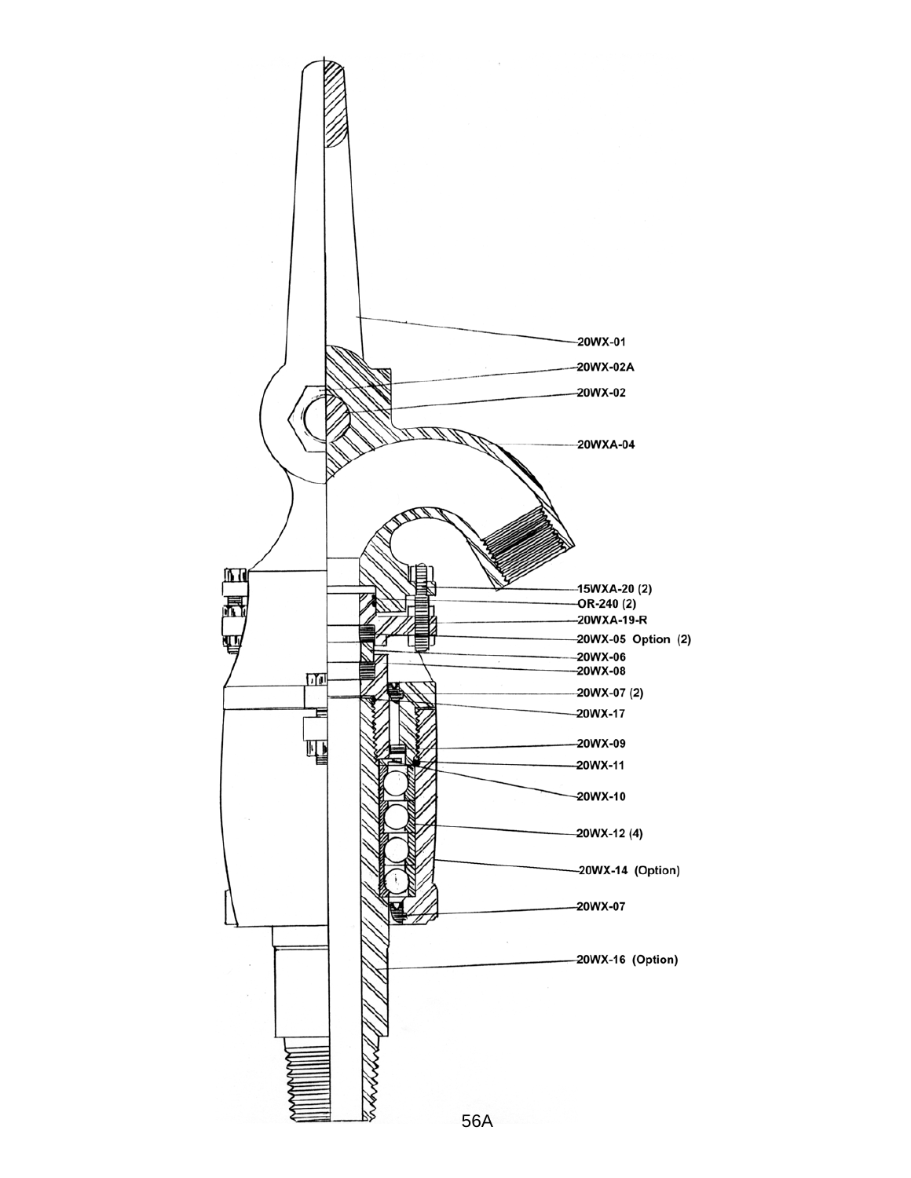20WX-01

20WX-02A

20WX-02

20WXA-04

15WXA-20 (2)

OR-240 (2)

20WXA-19-R

20WX-05 Option (2)

20WX-06

20WX-08

20WX-07 (2)

20WX-17

20WX-09

20WX-11

20WX-10

20WX-12 (4)

20WX-14 (Option)

20WX-07

20WX-16 (Option)